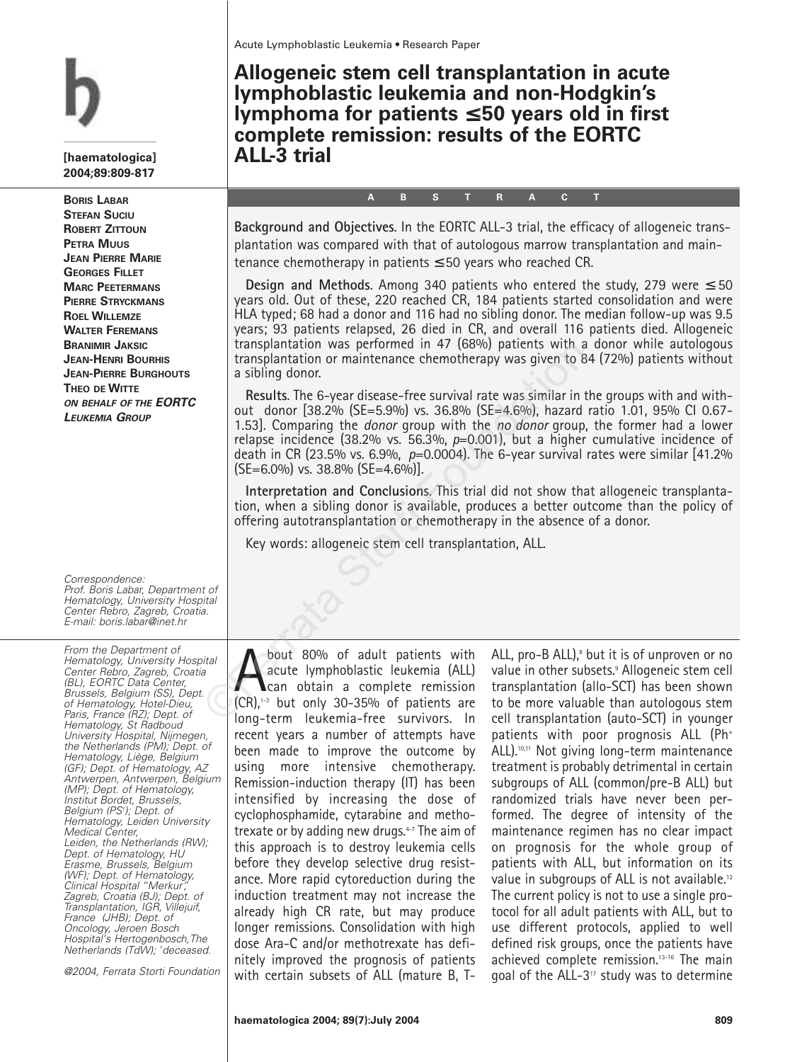Acute Lymphoblastic Leukemia • Research Paper

# Allogeneic stem cell transplantation in acute lymphoblastic leukemia and non-Hodgkin's lymphoma for patients ≤50 years old in first complete remission: results of the EORTC ALL-3 trial

Boris Labar, Stefan Suciu, Robert Zittoun, Petra Muus, Jean Pierre Marie, Georges Fillet, Marc Peetermans, Pierre Stryckmans, Roel Willemze, Walter Feremans, Branimir Jaksic, Jean-Henri Bourhis, Jean-Pierre Burghouts, Theo de Witte *on behalf of the EORTC Leukemia Group*

## Abstract

**Background and Objectives.** In the EORTC ALL-3 trial, the efficacy of allogeneic transplantation was compared with that of autologous marrow transplantation and maintenance chemotherapy in patients ≤50 years who reached CR.

**Design and Methods.** Among 340 patients who entered the study, 279 were ≤50 years old. Out of these, 220 reached CR, 184 patients started consolidation and were HLA typed; 68 had a donor and 116 had no sibling donor. The median follow-up was 9.5 years; 93 patients relapsed, 26 died in CR, and overall 116 patients died. Allogeneic transplantation was performed in 47 (68%) patients with a donor while autologous transplantation or maintenance chemotherapy was given to 84 (72%) patients without a sibling donor.

**Results.** The 6-year disease-free survival rate was similar in the groups with and without donor [38.2% (SE=5.9%) vs. 36.8% (SE=4.6%), hazard ratio 1.01, 95% CI 0.67-1.53]. Comparing the *donor* group with the *no donor* group, the former had a lower relapse incidence (38.2% vs. 56.3%, $p$=0.001), but a higher cumulative incidence of death in CR (23.5% vs. 6.9%, $p$=0.0004). The 6-year survival rates were similar [41.2% (SE=6.0%) vs. 38.8% (SE=4.6%)].

**Interpretation and Conclusions.** This trial did not show that allogeneic transplantation, when a sibling donor is available, produces a better outcome than the policy of offering autotransplantation or chemotherapy in the absence of a donor.

Key words: allogeneic stem cell transplantation, ALL.

Correspondence:
Prof. Boris Labar, Department of Hematology, University Hospital Center Rebro, Zagreb, Croatia.
E-mail: boris.labar@inet.hr

From the Department of Hematology, University Hospital Center Rebro, Zagreb, Croatia (BL), EORTC Data Center, Brussels, Belgium (SS), Dept. of Hematology, Hotel-Dieu, Paris, France (RZ); Dept. of Hematology, St Radboud University Hospital, Nijmegen, the Netherlands (PM); Dept. of Hematology, Liège, Belgium (GF); Dept. of Hematology, AZ Antwerpen, Antwerpen, Belgium (MP); Dept. of Hematology, Institut Bordet, Brussels, Belgium (PS†); Dept. of Hematology, Leiden University Medical Center, Leiden, the Netherlands (RW); Dept. of Hematology, HU Erasme, Brussels, Belgium (WF); Dept. of Hematology, Clinical Hospital "Merkur", Zagreb, Croatia (BJ); Dept. of Transplantation, IGR, Villejuif, France (JHB); Dept. of Oncology, Jeroen Bosch Hospital's Hertogenbosch, The Netherlands (TdW); †deceased.

@2004, Ferrata Storti Foundation

About 80% of adult patients with acute lymphoblastic leukemia (ALL) can obtain a complete remission (CR),[1-3] but only 30-35% of patients are long-term leukemia-free survivors. In recent years a number of attempts have been made to improve the outcome by using more intensive chemotherapy. Remission-induction therapy (IT) has been intensified by increasing the dose of cyclophosphamide, cytarabine and methotrexate or by adding new drugs.[4-7] The aim of this approach is to destroy leukemia cells before they develop selective drug resistance. More rapid cytoreduction during the induction treatment may not increase the already high CR rate, but may produce longer remissions. Consolidation with high dose Ara-C and/or methotrexate has definitely improved the prognosis of patients with certain subsets of ALL (mature B, T-ALL, pro-B ALL),[8] but it is of unproven or no value in other subsets.[9] Allogeneic stem cell transplantation (allo-SCT) has been shown to be more valuable than autologous stem cell transplantation (auto-SCT) in younger patients with poor prognosis ALL (Ph+ ALL).[10,11] Not giving long-term maintenance treatment is probably detrimental in certain subgroups of ALL (common/pre-B ALL) but randomized trials have never been performed. The degree of intensity of the maintenance regimen has no clear impact on prognosis for the whole group of patients with ALL, but information on its value in subgroups of ALL is not available.[12] The current policy is not to use a single protocol for all adult patients with ALL, but to use different protocols, applied to well defined risk groups, once the patients have achieved complete remission.[13-16] The main goal of the ALL-3[17] study was to determine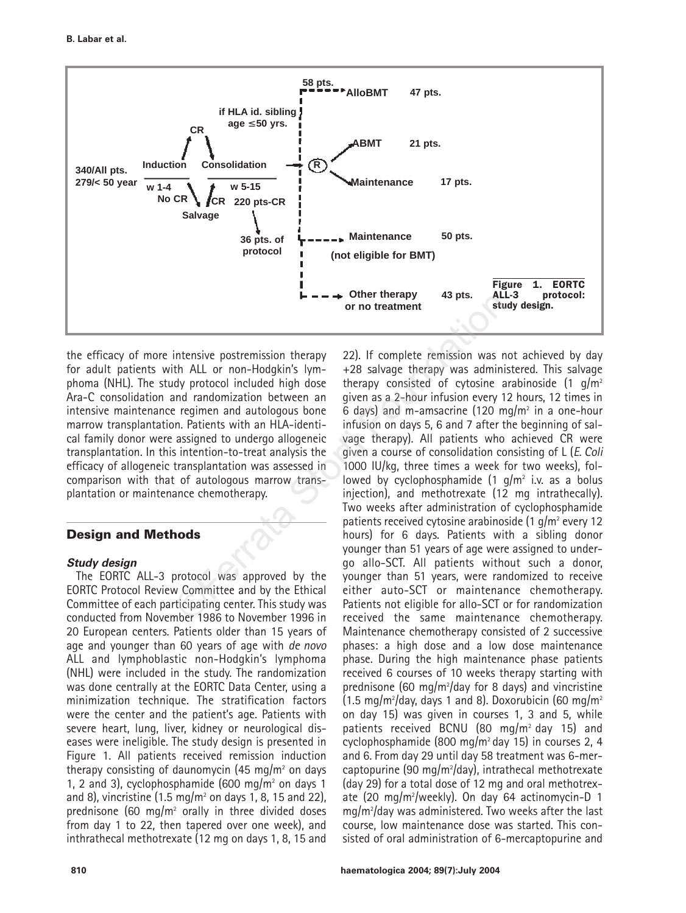Figure 1. EORTC ALL-3 protocol: study design.

the efficacy of more intensive postremission therapy for adult patients with ALL or non-Hodgkin's lymphoma (NHL). The study protocol included high dose Ara-C consolidation and randomization between an intensive maintenance regimen and autologous bone marrow transplantation. Patients with an HLA-identical family donor were assigned to undergo allogeneic transplantation. In this intention-to-treat analysis the efficacy of allogeneic transplantation was assessed in comparison with that of autologous marrow transplantation or maintenance chemotherapy.

## Design and Methods

### *Study design*

The EORTC ALL-3 protocol was approved by the EORTC Protocol Review Committee and by the Ethical Committee of each participating center. This study was conducted from November 1986 to November 1996 in 20 European centers. Patients older than 15 years of age and younger than 60 years of age with *de novo* ALL and lymphoblastic non-Hodgkin's lymphoma (NHL) were included in the study. The randomization was done centrally at the EORTC Data Center, using a minimization technique. The stratification factors were the center and the patient's age. Patients with severe heart, lung, liver, kidney or neurological diseases were ineligible. The study design is presented in Figure 1. All patients received remission induction therapy consisting of daunomycin (45 mg/m$^2$ on days 1, 2 and 3), cyclophosphamide (600 mg/m$^2$ on days 1 and 8), vincristine (1.5 mg/m$^2$ on days 1, 8, 15 and 22), prednisone (60 mg/m$^2$ orally in three divided doses from day 1 to 22, then tapered over one week), and inthrathecal methotrexate (12 mg on days 1, 8, 15 and 22). If complete remission was not achieved by day +28 salvage therapy was administered. This salvage therapy consisted of cytosine arabinoside (1 g/m$^2$ given as a 2-hour infusion every 12 hours, 12 times in 6 days) and m-amsacrine (120 mg/m$^2$ in a one-hour infusion on days 5, 6 and 7 after the beginning of salvage therapy). All patients who achieved CR were given a course of consolidation consisting of L (*E. Coli* 1000 IU/kg, three times a week for two weeks), followed by cyclophosphamide (1 g/m$^2$ i.v. as a bolus injection), and methotrexate (12 mg intrathecally). Two weeks after administration of cyclophosphamide patients received cytosine arabinoside (1 g/m$^2$ every 12 hours) for 6 days. Patients with a sibling donor younger than 51 years of age were assigned to undergo allo-SCT. All patients without such a donor, younger than 51 years, were randomized to receive either auto-SCT or maintenance chemotherapy. Patients not eligible for allo-SCT or for randomization received the same maintenance chemotherapy. Maintenance chemotherapy consisted of 2 successive phases: a high dose and a low dose maintenance phase. During the high maintenance phase patients received 6 courses of 10 weeks therapy starting with prednisone (60 mg/m$^2$/day for 8 days) and vincristine (1.5 mg/m$^2$/day, days 1 and 8). Doxorubicin (60 mg/m$^2$ on day 15) was given in courses 1, 3 and 5, while patients received BCNU (80 mg/m$^2$ day 15) and cyclophosphamide (800 mg/m$^2$ day 15) in courses 2, 4 and 6. From day 29 until day 58 treatment was 6-mercaptopurine (90 mg/m$^2$/day), intrathecal methotrexate (day 29) for a total dose of 12 mg and oral methotrexate (20 mg/m$^2$/weekly). On day 64 actinomycin-D 1 mg/m$^2$/day was administered. Two weeks after the last course, low maintenance dose was started. This consisted of oral administration of 6-mercaptopurine and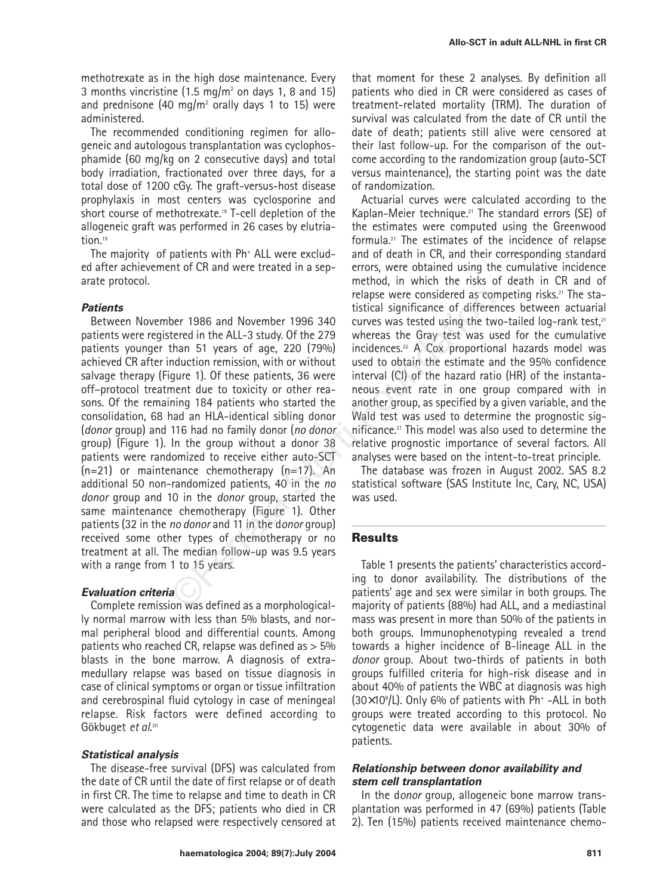methotrexate as in the high dose maintenance. Every 3 months vincristine (1.5 mg/m$^2$ on days 1, 8 and 15) and prednisone (40 mg/m$^2$ orally days 1 to 15) were administered.

The recommended conditioning regimen for allogeneic and autologous transplantation was cyclophosphamide (60 mg/kg on 2 consecutive days) and total body irradiation, fractionated over three days, for a total dose of 1200 cGy. The graft-versus-host disease prophylaxis in most centers was cyclosporine and short course of methotrexate.[18] T-cell depletion of the allogeneic graft was performed in 26 cases by elutriation.[19]

The majority of patients with Ph$^+$ ALL were excluded after achievement of CR and were treated in a separate protocol.

### *Patients*

Between November 1986 and November 1996 340 patients were registered in the ALL-3 study. Of the 279 patients younger than 51 years of age, 220 (79%) achieved CR after induction remission, with or without salvage therapy (Figure 1). Of these patients, 36 were off–protocol treatment due to toxicity or other reasons. Of the remaining 184 patients who started the consolidation, 68 had an HLA-identical sibling donor (*donor* group) and 116 had no family donor (*no donor* group) (Figure 1). In the group without a donor 38 patients were randomized to receive either auto-SCT (n=21) or maintenance chemotherapy (n=17). An additional 50 non-randomized patients, 40 in the *no donor* group and 10 in the *donor* group, started the same maintenance chemotherapy (Figure 1). Other patients (32 in the *no donor* and 11 in the *donor* group) received some other types of chemotherapy or no treatment at all. The median follow-up was 9.5 years with a range from 1 to 15 years.

### *Evaluation criteria*

Complete remission was defined as a morphologically normal marrow with less than 5% blasts, and normal peripheral blood and differential counts. Among patients who reached CR, relapse was defined as > 5% blasts in the bone marrow. A diagnosis of extramedullary relapse was based on tissue diagnosis in case of clinical symptoms or organ or tissue infiltration and cerebrospinal fluid cytology in case of meningeal relapse. Risk factors were defined according to Gökbuget *et al.*[20]

### *Statistical analysis*

The disease-free survival (DFS) was calculated from the date of CR until the date of first relapse or of death in first CR. The time to relapse and time to death in CR were calculated as the DFS; patients who died in CR and those who relapsed were respectively censored at that moment for these 2 analyses. By definition all patients who died in CR were considered as cases of treatment-related mortality (TRM). The duration of survival was calculated from the date of CR until the date of death; patients still alive were censored at their last follow-up. For the comparison of the outcome according to the randomization group (auto-SCT versus maintenance), the starting point was the date of randomization.

Actuarial curves were calculated according to the Kaplan-Meier technique.[21] The standard errors (SE) of the estimates were computed using the Greenwood formula.[21] The estimates of the incidence of relapse and of death in CR, and their corresponding standard errors, were obtained using the cumulative incidence method, in which the risks of death in CR and of relapse were considered as competing risks.[21] The statistical significance of differences between actuarial curves was tested using the two-tailed log-rank test,[21] whereas the Gray test was used for the cumulative incidences.[22] A Cox proportional hazards model was used to obtain the estimate and the 95% confidence interval (CI) of the hazard ratio (HR) of the instantaneous event rate in one group compared with in another group, as specified by a given variable, and the Wald test was used to determine the prognostic significance.[21] This model was also used to determine the relative prognostic importance of several factors. All analyses were based on the intent-to-treat principle.

The database was frozen in August 2002. SAS 8.2 statistical software (SAS Institute Inc, Cary, NC, USA) was used.

## Results

Table 1 presents the patients' characteristics according to donor availability. The distributions of the patients' age and sex were similar in both groups. The majority of patients (88%) had ALL, and a mediastinal mass was present in more than 50% of the patients in both groups. Immunophenotyping revealed a trend towards a higher incidence of B-lineage ALL in the *donor* group. About two-thirds of patients in both groups fulfilled criteria for high-risk disease and in about 40% of patients the WBC at diagnosis was high ($30\times10^9$/L). Only 6% of patients with Ph$^+$ -ALL in both groups were treated according to this protocol. No cytogenetic data were available in about 30% of patients.

### *Relationship between donor availability and stem cell transplantation*

In the *donor* group, allogeneic bone marrow transplantation was performed in 47 (69%) patients (Table 2). Ten (15%) patients received maintenance chemo-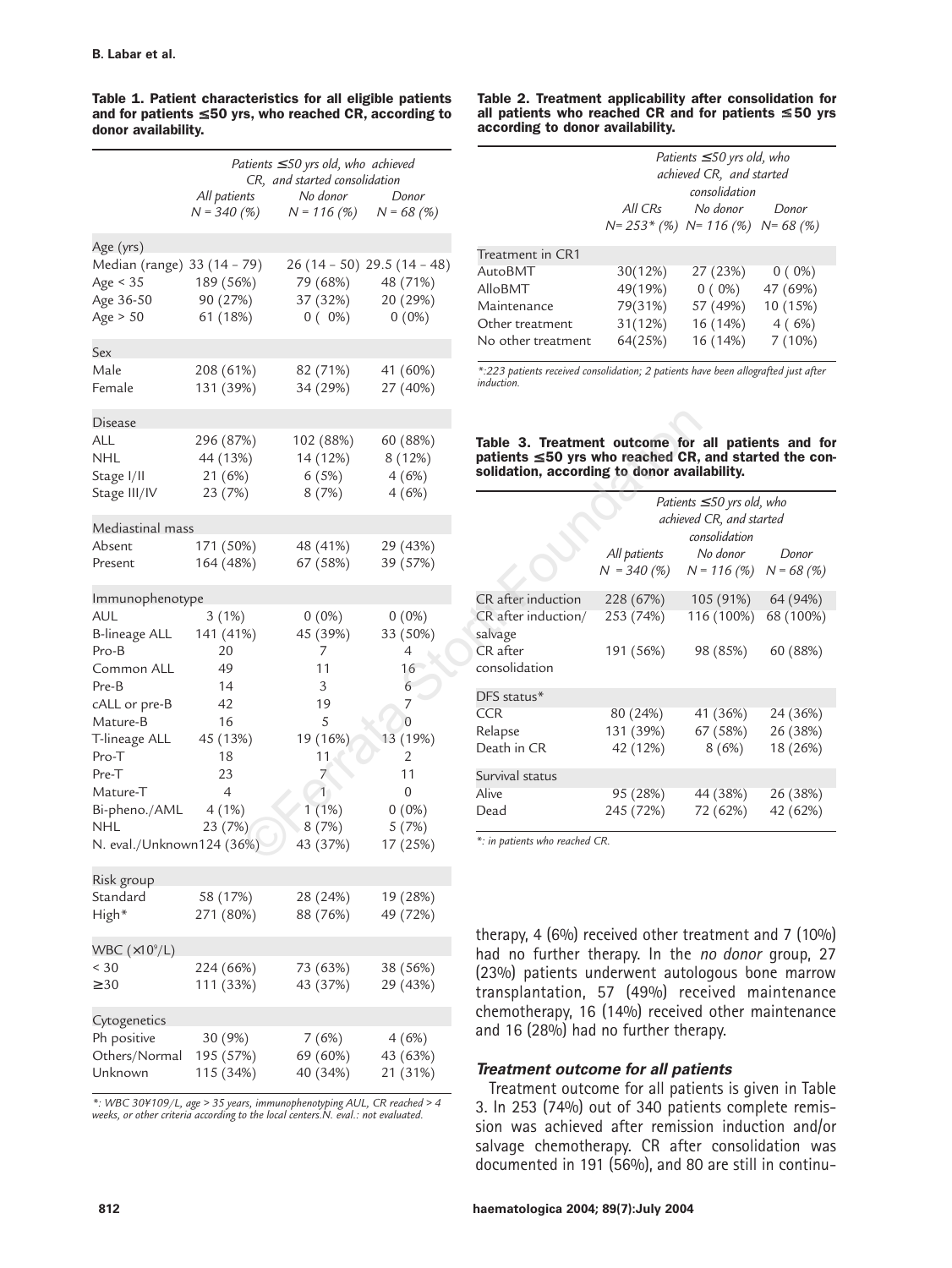**Table 1. Patient characteristics for all eligible patients and for patients ≤50 yrs, who reached CR, according to donor availability.**

| | All patients | Patients ≤50 yrs old, who achieved CR, and started consolidation | |
|---|---|---|---|
| | | No donor | Donor |
| | N = 340 (%) | N = 116 (%) | N = 68 (%) |
| **Age (yrs)** | | | |
| Median (range) | 33 (14 – 79) | 26 (14 – 50) | 29.5 (14 – 48) |
| Age < 35 | 189 (56%) | 79 (68%) | 48 (71%) |
| Age 36-50 | 90 (27%) | 37 (32%) | 20 (29%) |
| Age > 50 | 61 (18%) | 0 ( 0%) | 0 (0%) |
| **Sex** | | | |
| Male | 208 (61%) | 82 (71%) | 41 (60%) |
| Female | 131 (39%) | 34 (29%) | 27 (40%) |
| **Disease** | | | |
| ALL | 296 (87%) | 102 (88%) | 60 (88%) |
| NHL | 44 (13%) | 14 (12%) | 8 (12%) |
| Stage I/II | 21 (6%) | 6 (5%) | 4 (6%) |
| Stage III/IV | 23 (7%) | 8 (7%) | 4 (6%) |
| **Mediastinal mass** | | | |
| Absent | 171 (50%) | 48 (41%) | 29 (43%) |
| Present | 164 (48%) | 67 (58%) | 39 (57%) |
| **Immunophenotype** | | | |
| AUL | 3 (1%) | 0 (0%) | 0 (0%) |
| B-lineage ALL | 141 (41%) | 45 (39%) | 33 (50%) |
| Pro-B | 20 | 7 | 4 |
| Common ALL | 49 | 11 | 16 |
| Pre-B | 14 | 3 | 6 |
| cALL or pre-B | 42 | 19 | 7 |
| Mature-B | 16 | 5 | 0 |
| T-lineage ALL | 45 (13%) | 19 (16%) | 13 (19%) |
| Pro-T | 18 | 11 | 2 |
| Pre-T | 23 | 7 | 11 |
| Mature-T | 4 | 1 | 0 |
| Bi-pheno./AML | 4 (1%) | 1 (1%) | 0 (0%) |
| NHL | 23 (7%) | 8 (7%) | 5 (7%) |
| N. eval./Unknown | 124 (36%) | 43 (37%) | 17 (25%) |
| **Risk group** | | | |
| Standard | 58 (17%) | 28 (24%) | 19 (28%) |
| High* | 271 (80%) | 88 (76%) | 49 (72%) |
| **WBC (×10⁹/L)** | | | |
| < 30 | 224 (66%) | 73 (63%) | 38 (56%) |
| ≥30 | 111 (33%) | 43 (37%) | 29 (43%) |
| **Cytogenetics** | | | |
| Ph positive | 30 (9%) | 7 (6%) | 4 (6%) |
| Others/Normal | 195 (57%) | 69 (60%) | 43 (63%) |
| Unknown | 115 (34%) | 40 (34%) | 21 (31%) |

*: WBC 30¥109/L, age > 35 years, immunophenotyping AUL, CR reached > 4 weeks, or other criteria according to the local centers.N. eval.: not evaluated.

**Table 2. Treatment applicability after consolidation for all patients who reached CR and for patients ≤50 yrs according to donor availability.**

| | All CRs | Patients ≤50 yrs old, who achieved CR, and started consolidation | |
|---|---|---|---|
| | | No donor | Donor |
| | N= 253* (%) | N= 116 (%) | N= 68 (%) |
| **Treatment in CR1** | | | |
| AutoBMT | 30(12%) | 27 (23%) | 0 ( 0%) |
| AlloBMT | 49(19%) | 0 ( 0%) | 47 (69%) |
| Maintenance | 79(31%) | 57 (49%) | 10 (15%) |
| Other treatment | 31(12%) | 16 (14%) | 4 ( 6%) |
| No other treatment | 64(25%) | 16 (14%) | 7 (10%) |

*:223 patients received consolidation; 2 patients have been allografted just after induction.

**Table 3. Treatment outcome for all patients and for patients ≤50 yrs who reached CR, and started the consolidation, according to donor availability.**

| | All patients | Patients ≤50 yrs old, who achieved CR, and started consolidation | |
|---|---|---|---|
| | | No donor | Donor |
| | N = 340 (%) | N = 116 (%) | N = 68 (%) |
| CR after induction | 228 (67%) | 105 (91%) | 64 (94%) |
| CR after induction/ salvage | 253 (74%) | 116 (100%) | 68 (100%) |
| CR after consolidation | 191 (56%) | 98 (85%) | 60 (88%) |
| **DFS status*** | | | |
| CCR | 80 (24%) | 41 (36%) | 24 (36%) |
| Relapse | 131 (39%) | 67 (58%) | 26 (38%) |
| Death in CR | 42 (12%) | 8 (6%) | 18 (26%) |
| **Survival status** | | | |
| Alive | 95 (28%) | 44 (38%) | 26 (38%) |
| Dead | 245 (72%) | 72 (62%) | 42 (62%) |

*: in patients who reached CR.

therapy, 4 (6%) received other treatment and 7 (10%) had no further therapy. In the *no donor* group, 27 (23%) patients underwent autologous bone marrow transplantation, 57 (49%) received maintenance chemotherapy, 16 (14%) received other maintenance and 16 (28%) had no further therapy.

### *Treatment outcome for all patients*

Treatment outcome for all patients is given in Table 3. In 253 (74%) out of 340 patients complete remission was achieved after remission induction and/or salvage chemotherapy. CR after consolidation was documented in 191 (56%), and 80 are still in continu-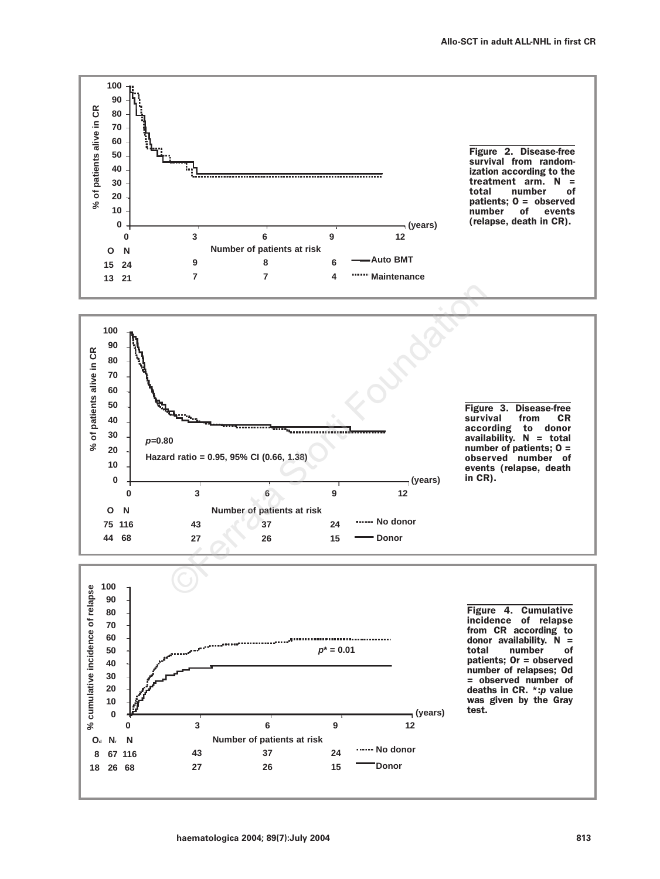Figure 2. Disease-free survival from randomization according to the treatment arm. N = total number of patients; O = observed number of events (relapse, death in CR).

Figure 3. Disease-free survival from CR according to donor availability. N = total number of patients; O = observed number of events (relapse, death in CR).

Figure 4. Cumulative incidence of relapse from CR according to donor availability. N = total number of patients; Or = observed number of relapses; Od = observed number of deaths in CR. *:*p* value was given by the Gray test.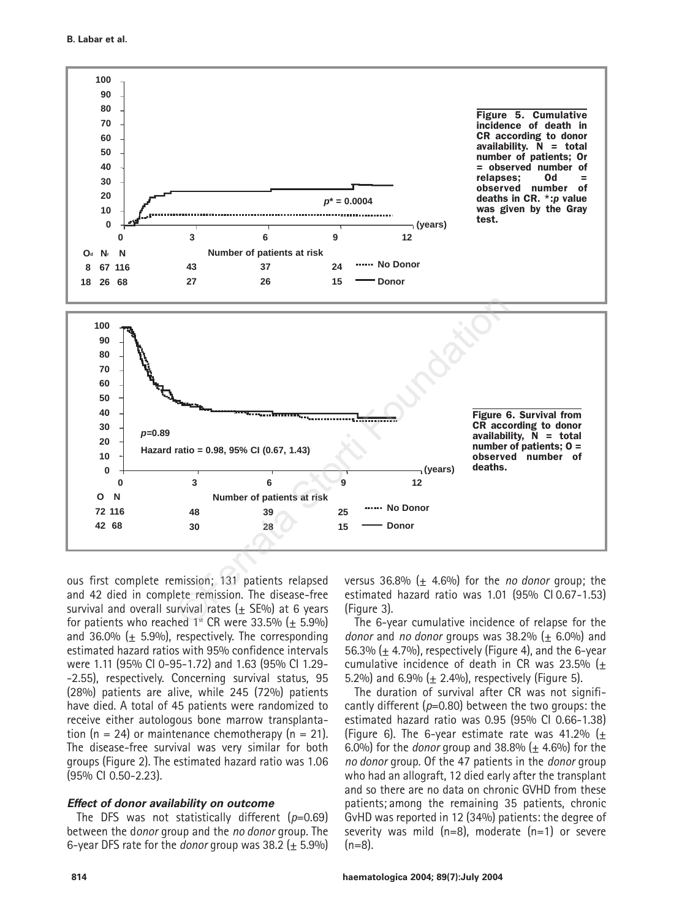Figure 5. Cumulative incidence of death in CR according to donor availability. N = total number of patients; Or = observed number of relapses; Od = observed number of deaths in CR. *: p value was given by the Gray test.

Figure 6. Survival from CR according to donor availability, N = total number of patients; O = observed number of deaths.

ous first complete remission; 131 patients relapsed and 42 died in complete remission. The disease-free survival and overall survival rates (± SE%) at 6 years for patients who reached 1st CR were 33.5% (± 5.9%) and 36.0% (± 5.9%), respectively. The corresponding estimated hazard ratios with 95% confidence intervals were 1.11 (95% CI 0-95-1.72) and 1.63 (95% CI 1.29--2.55), respectively. Concerning survival status, 95 (28%) patients are alive, while 245 (72%) patients have died. A total of 45 patients were randomized to receive either autologous bone marrow transplantation (n = 24) or maintenance chemotherapy (n = 21). The disease-free survival was very similar for both groups (Figure 2). The estimated hazard ratio was 1.06 (95% CI 0.50-2.23).

### *Effect of donor availability on outcome*

The DFS was not statistically different ($p$=0.69) between the d*onor* group and the *no donor* group. The 6-year DFS rate for the *donor* group was 38.2 (± 5.9%) versus 36.8% (± 4.6%) for the *no donor* group; the estimated hazard ratio was 1.01 (95% CI 0.67-1.53) (Figure 3).

The 6-year cumulative incidence of relapse for the *donor* and *no donor* groups was 38.2% (± 6.0%) and 56.3% (± 4.7%), respectively (Figure 4), and the 6-year cumulative incidence of death in CR was 23.5% (± 5.2%) and 6.9% (± 2.4%), respectively (Figure 5).

The duration of survival after CR was not significantly different ($p$=0.80) between the two groups: the estimated hazard ratio was 0.95 (95% CI 0.66-1.38) (Figure 6). The 6-year estimate rate was 41.2% (± 6.0%) for the *donor* group and 38.8% (± 4.6%) for the *no donor* group. Of the 47 patients in the *donor* group who had an allograft, 12 died early after the transplant and so there are no data on chronic GVHD from these patients; among the remaining 35 patients, chronic GvHD was reported in 12 (34%) patients: the degree of severity was mild (n=8), moderate (n=1) or severe (n=8).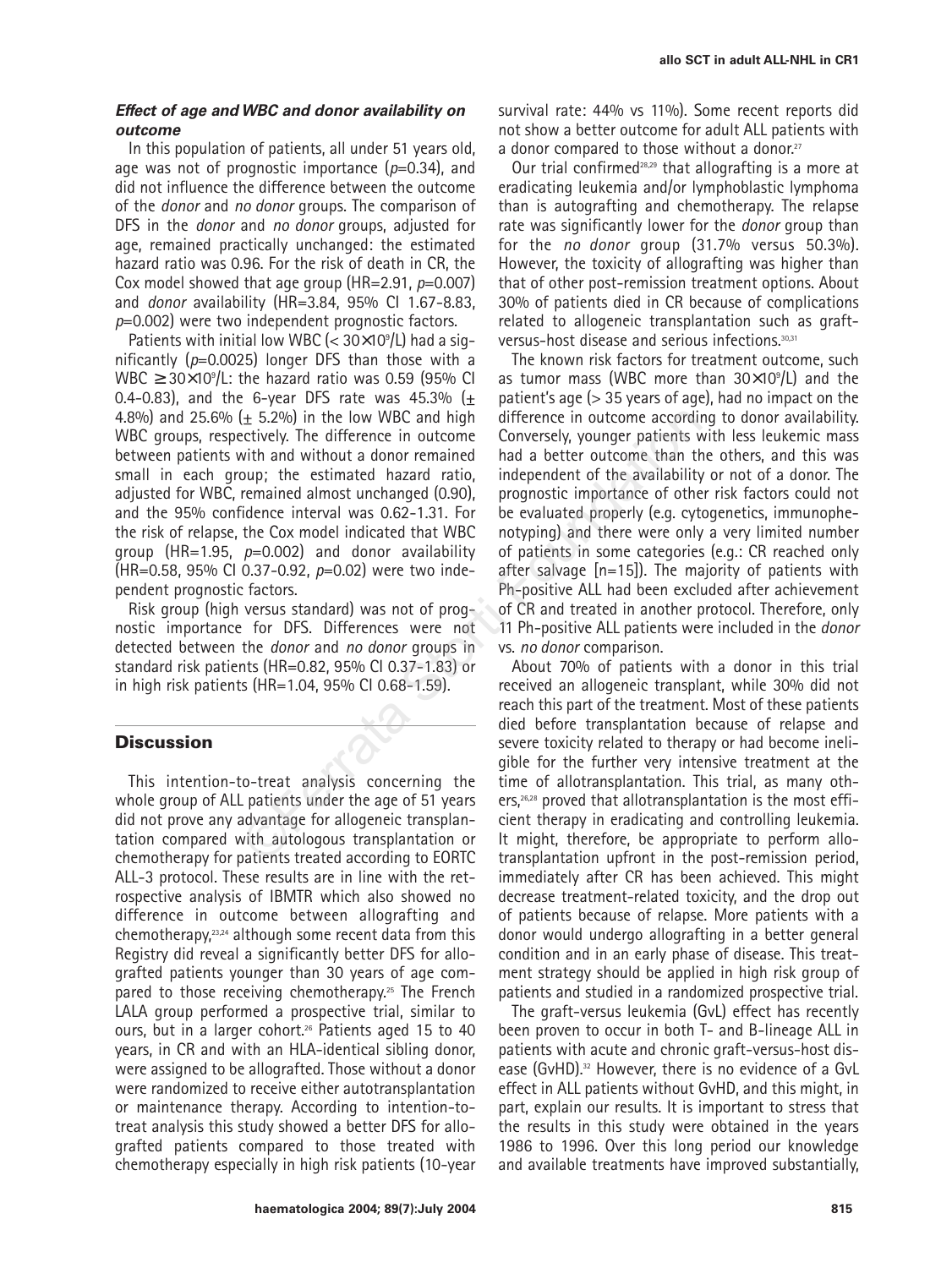### *Effect of age and WBC and donor availability on outcome*

In this population of patients, all under 51 years old, age was not of prognostic importance ($p$=0.34), and did not influence the difference between the outcome of the *donor* and *no donor* groups. The comparison of DFS in the *donor* and *no donor* groups, adjusted for age, remained practically unchanged: the estimated hazard ratio was 0.96. For the risk of death in CR, the Cox model showed that age group (HR=2.91, $p$=0.007) and *donor* availability (HR=3.84, 95% CI 1.67-8.83, $p$=0.002) were two independent prognostic factors.

Patients with initial low WBC (< $30\times10^9$/L) had a significantly ($p$=0.0025) longer DFS than those with a WBC $\geq 30\times10^9$/L: the hazard ratio was 0.59 (95% CI 0.4-0.83), and the 6-year DFS rate was 45.3% (± 4.8%) and 25.6% (± 5.2%) in the low WBC and high WBC groups, respectively. The difference in outcome between patients with and without a donor remained small in each group; the estimated hazard ratio, adjusted for WBC, remained almost unchanged (0.90), and the 95% confidence interval was 0.62-1.31. For the risk of relapse, the Cox model indicated that WBC group (HR=1.95, $p$=0.002) and donor availability (HR=0.58, 95% CI 0.37-0.92, $p$=0.02) were two independent prognostic factors.

Risk group (high versus standard) was not of prognostic importance for DFS. Differences were not detected between the *donor* and *no donor* groups in standard risk patients (HR=0.82, 95% CI 0.37-1.83) or in high risk patients (HR=1.04, 95% CI 0.68-1.59).

## Discussion

This intention-to-treat analysis concerning the whole group of ALL patients under the age of 51 years did not prove any advantage for allogeneic transplantation compared with autologous transplantation or chemotherapy for patients treated according to EORTC ALL-3 protocol. These results are in line with the retrospective analysis of IBMTR which also showed no difference in outcome between allografting and chemotherapy,[23,24] although some recent data from this Registry did reveal a significantly better DFS for allografted patients younger than 30 years of age compared to those receiving chemotherapy.[25] The French LALA group performed a prospective trial, similar to ours, but in a larger cohort.[26] Patients aged 15 to 40 years, in CR and with an HLA-identical sibling donor, were assigned to be allografted. Those without a donor were randomized to receive either autotransplantation or maintenance therapy. According to intention-to-treat analysis this study showed a better DFS for allografted patients compared to those treated with chemotherapy especially in high risk patients (10-year survival rate: 44% vs 11%). Some recent reports did not show a better outcome for adult ALL patients with a donor compared to those without a donor.[27]

Our trial confirmed[28,29] that allografting is a more at eradicating leukemia and/or lymphoblastic lymphoma than is autografting and chemotherapy. The relapse rate was significantly lower for the *donor* group than for the *no donor* group (31.7% versus 50.3%). However, the toxicity of allografting was higher than that of other post-remission treatment options. About 30% of patients died in CR because of complications related to allogeneic transplantation such as graft-versus-host disease and serious infections.[30,31]

The known risk factors for treatment outcome, such as tumor mass (WBC more than $30\times10^9$/L) and the patient's age (> 35 years of age), had no impact on the difference in outcome according to donor availability. Conversely, younger patients with less leukemic mass had a better outcome than the others, and this was independent of the availability or not of a donor. The prognostic importance of other risk factors could not be evaluated properly (e.g. cytogenetics, immunophenotyping) and there were only a very limited number of patients in some categories (e.g.: CR reached only after salvage [n=15]). The majority of patients with Ph-positive ALL had been excluded after achievement of CR and treated in another protocol. Therefore, only 11 Ph-positive ALL patients were included in the *donor* vs. *no donor* comparison.

About 70% of patients with a donor in this trial received an allogeneic transplant, while 30% did not reach this part of the treatment. Most of these patients died before transplantation because of relapse and severe toxicity related to therapy or had become ineligible for the further very intensive treatment at the time of allotransplantation. This trial, as many others,[26,28] proved that allotransplantation is the most efficient therapy in eradicating and controlling leukemia. It might, therefore, be appropriate to perform allotransplantation upfront in the post-remission period, immediately after CR has been achieved. This might decrease treatment-related toxicity, and the drop out of patients because of relapse. More patients with a donor would undergo allografting in a better general condition and in an early phase of disease. This treatment strategy should be applied in high risk group of patients and studied in a randomized prospective trial.

The graft-versus leukemia (GvL) effect has recently been proven to occur in both T- and B-lineage ALL in patients with acute and chronic graft-versus-host disease (GvHD).[32] However, there is no evidence of a GvL effect in ALL patients without GvHD, and this might, in part, explain our results. It is important to stress that the results in this study were obtained in the years 1986 to 1996. Over this long period our knowledge and available treatments have improved substantially,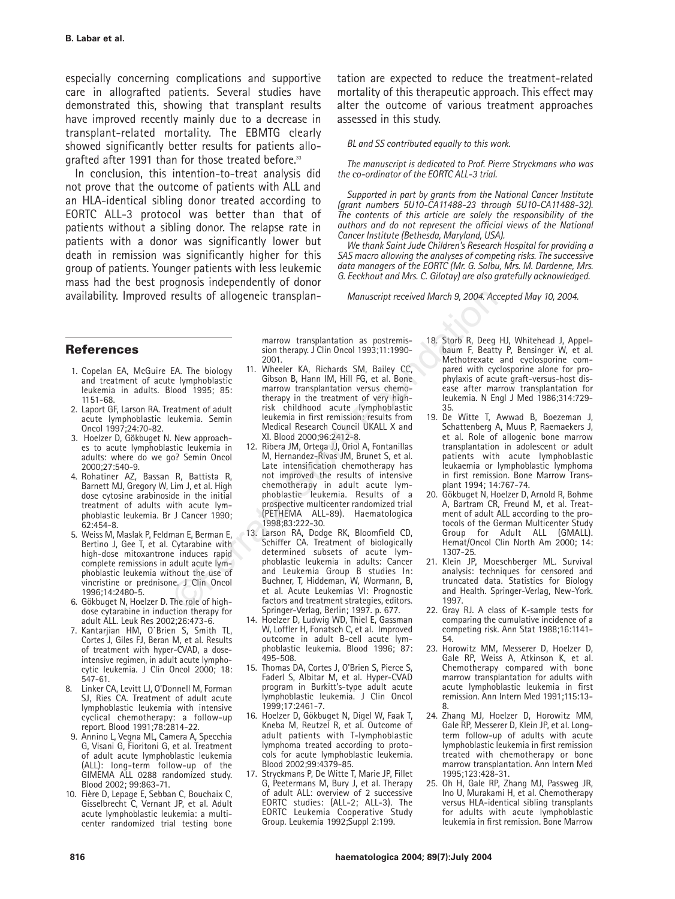especially concerning complications and supportive care in allografted patients. Several studies have demonstrated this, showing that transplant results have improved recently mainly due to a decrease in transplant-related mortality. The EBMTG clearly showed significantly better results for patients allografted after 1991 than for those treated before.[33]

In conclusion, this intention-to-treat analysis did not prove that the outcome of patients with ALL and an HLA-identical sibling donor treated according to EORTC ALL-3 protocol was better than that of patients without a sibling donor. The relapse rate in patients with a donor was significantly lower but death in remission was significantly higher for this group of patients. Younger patients with less leukemic mass had the best prognosis independently of donor availability. Improved results of allogeneic transplantation are expected to reduce the treatment-related mortality of this therapeutic approach. This effect may alter the outcome of various treatment approaches assessed in this study.

*BL and SS contributed equally to this work.*

*The manuscript is dedicated to Prof. Pierre Stryckmans who was the co-ordinator of the EORTC ALL-3 trial.*

*Supported in part by grants from the National Cancer Institute (grant numbers 5U10-CA11488-23 through 5U10-CA11488-32). The contents of this article are solely the responsibility of the authors and do not represent the official views of the National Cancer Institute (Bethesda, Maryland, USA).*

*We thank Saint Jude Children's Research Hospital for providing a SAS macro allowing the analyses of competing risks. The successive data managers of the EORTC (Mr. G. Solbu, Mrs. M. Dardenne, Mrs. G. Eeckhout and Mrs. C. Gilotay) are also gratefully acknowledged.*

*Manuscript received March 9, 2004. Accepted May 10, 2004.*

## References

1. Copelan EA, McGuire EA. The biology and treatment of acute lymphoblastic leukemia in adults. Blood 1995; 85: 1151-68.
2. Laport GF, Larson RA. Treatment of adult acute lymphoblastic leukemia. Semin Oncol 1997;24:70-82.
3. Hoelzer D, Gökbuget N. New approaches to acute lymphoblastic leukemia in adults: where do we go? Semin Oncol 2000;27:540-9.
4. Rohatiner AZ, Bassan R, Battista R, Barnett MJ, Gregory W, Lim J, et al. High dose cytosine arabinoside in the initial treatment of adults with acute lymphoblastic leukemia. Br J Cancer 1990; 62:454-8.
5. Weiss M, Maslak P, Feldman E, Berman E, Bertino J, Gee T, et al. Cytarabine with high-dose mitoxantrone induces rapid complete remissions in adult acute lymphoblastic leukemia without the use of vincristine or prednisone. J Clin Oncol 1996;14:2480-5.
6. Gökbuget N, Hoelzer D. The role of high-dose cytarabine in induction therapy for adult ALL. Leuk Res 2002;26:473-6.
7. Kantarjian HM, O'Brien S, Smith TL, Cortes J, Giles FJ, Beran M, et al. Results of treatment with hyper-CVAD, a dose-intensive regimen, in adult acute lymphocytic leukemia. J Clin Oncol 2000; 18: 547-61.
8. Linker CA, Levitt LJ, O'Donnell M, Forman SJ, Ries CA. Treatment of adult acute lymphoblastic leukemia with intensive cyclical chemotherapy: a follow-up report. Blood 1991;78:2814-22.
9. Annino L, Vegna ML, Camera A, Specchia G, Visani G, Fioritoni G, et al. Treatment of adult acute lymphoblastic leukemia (ALL): long-term follow-up of the GIMEMA ALL 0288 randomized study. Blood 2002; 99:863-71.
10. Fière D, Lepage E, Sebban C, Bouchaix C, Gisselbrecht C, Vernant JP, et al. Adult acute lymphoblastic leukemia: a multicenter randomized trial testing bone marrow transplantation as postremission therapy. J Clin Oncol 1993;11:1990-2001.
11. Wheeler KA, Richards SM, Bailey CC, Gibson B, Hann IM, Hill FG, et al. Bone marrow transplantation versus chemotherapy in the treatment of very high-risk childhood acute lymphoblastic leukemia in first remission: results from Medical Research Council UKALL X and XI. Blood 2000;96:2412-8.
12. Ribera JM, Ortega JJ, Oriol A, Fontanillas M, Hernandez-Rivas JM, Brunet S, et al. Late intensification chemotherapy has not improved the results of intensive chemotherapy in adult acute lymphoblastic leukemia. Results of a prospective multicenter randomized trial (PETHEMA ALL-89). Haematologica 1998;83:222-30.
13. Larson RA, Dodge RK, Bloomfield CD, Schiffer CA. Treatment of biologically determined subsets of acute lymphoblastic leukemia in adults: Cancer and Leukemia Group B studies In: Buchner, T, Hiddeman, W, Wormann, B, et al. Acute Leukemias VI: Prognostic factors and treatment strategies, editors. Springer-Verlag, Berlin; 1997. p. 677.
14. Hoelzer D, Ludwig WD, Thiel E, Gassman W, Loffler H, Fonatsch C, et al. Improved outcome in adult B-cell acute lymphoblastic leukemia. Blood 1996; 87: 495-508.
15. Thomas DA, Cortes J, O'Brien S, Pierce S, Faderl S, Albitar M, et al. Hyper-CVAD program in Burkitt's-type adult acute lymphoblastic leukemia. J Clin Oncol 1999;17:2461-7.
16. Hoelzer D, Gökbuget N, Digel W, Faak T, Kneba M, Reutzel R, et al. Outcome of adult patients with T-lymphoblastic lymphoma treated according to protocols for acute lymphoblastic leukemia. Blood 2002;99:4379-85.
17. Stryckmans P, De Witte T, Marie JP, Fillet G, Peetermans M, Bury J, et al. Therapy of adult ALL: overview of 2 successive EORTC studies: (ALL-2; ALL-3). The EORTC Leukemia Cooperative Study Group. Leukemia 1992;Suppl 2:199.
18. Storb R, Deeg HJ, Whitehead J, Appelbaum F, Beatty P, Bensinger W, et al. Methotrexate and cyclosporine compared with cyclosporine alone for prophylaxis of acute graft-versus-host disease after marrow transplantation for leukemia. N Engl J Med 1986;314:729-35.
19. De Witte T, Awwad B, Boezeman J, Schattenberg A, Muus P, Raemaekers J, et al. Role of allogenic bone marrow transplantation in adolescent or adult patients with acute lymphoblastic leukaemia or lymphoblastic lymphoma in first remission. Bone Marrow Transplant 1994; 14:767-74.
20. Gökbuget N, Hoelzer D, Arnold R, Bohme A, Bartram CR, Freund M, et al. Treatment of adult ALL according to the protocols of the German Multicenter Study Group for Adult ALL (GMALL). Hemat/Oncol Clin North Am 2000; 14: 1307-25.
21. Klein JP, Moeschberger ML. Survival analysis: techniques for censored and truncated data. Statistics for Biology and Health. Springer-Verlag, New-York. 1997.
22. Gray RJ. A class of K-sample tests for comparing the cumulative incidence of a competing risk. Ann Stat 1988;16:1141-54.
23. Horowitz MM, Messerer D, Hoelzer D, Gale RP, Weiss A, Atkinson K, et al. Chemotherapy compared with bone marrow transplantation for adults with acute lymphoblastic leukemia in first remission. Ann Intern Med 1991;115:13-8.
24. Zhang MJ, Hoelzer D, Horowitz MM, Gale RP, Messerer D, Klein JP, et al. Long-term follow-up of adults with acute lymphoblastic leukemia in first remission treated with chemotherapy or bone marrow transplantation. Ann Intern Med 1995;123:428-31.
25. Oh H, Gale RP, Zhang MJ, Passweg JR, Ino U, Murakami H, et al. Chemotherapy versus HLA-identical sibling transplants for adults with acute lymphoblastic leukemia in first remission. Bone Marrow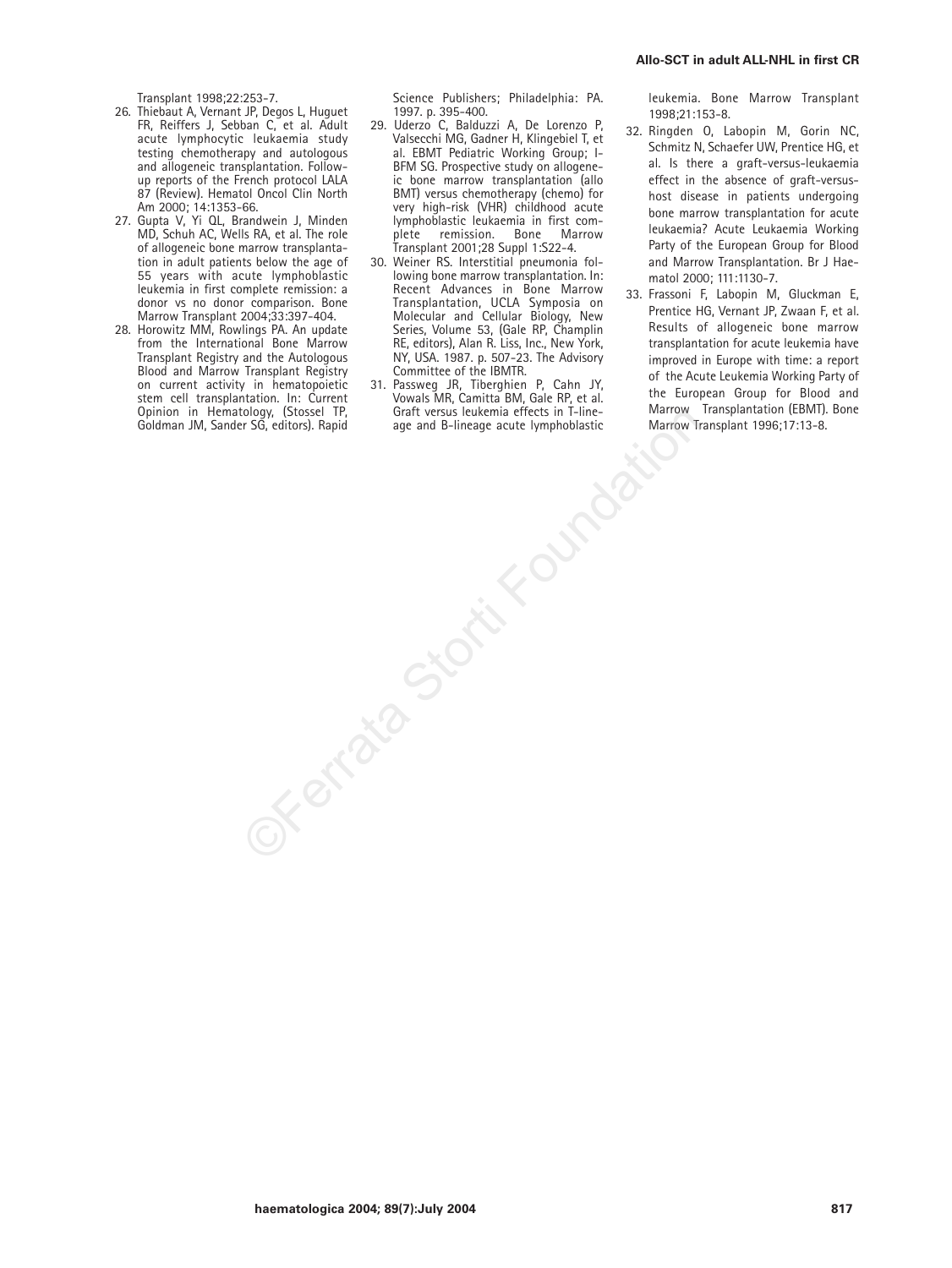Transplant 1998;22:253-7.

26. Thiebaut A, Vernant JP, Degos L, Huguet FR, Reiffers J, Sebban C, et al. Adult acute lymphocytic leukaemia study testing chemotherapy and autologous and allogeneic transplantation. Follow-up reports of the French protocol LALA 87 (Review). Hematol Oncol Clin North Am 2000; 14:1353-66.
27. Gupta V, Yi QL, Brandwein J, Minden MD, Schuh AC, Wells RA, et al. The role of allogeneic bone marrow transplantation in adult patients below the age of 55 years with acute lymphoblastic leukemia in first complete remission: a donor vs no donor comparison. Bone Marrow Transplant 2004;33:397-404.
28. Horowitz MM, Rowlings PA. An update from the International Bone Marrow Transplant Registry and the Autologous Blood and Marrow Transplant Registry on current activity in hematopoietic stem cell transplantation. In: Current Opinion in Hematology, (Stossel TP, Goldman JM, Sander SG, editors). Rapid Science Publishers; Philadelphia: PA. 1997. p. 395-400.
29. Uderzo C, Balduzzi A, De Lorenzo P, Valsecchi MG, Gadner H, Klingebiel T, et al. EBMT Pediatric Working Group; I-BFM SG. Prospective study on allogeneic bone marrow transplantation (allo BMT) versus chemotherapy (chemo) for very high-risk (VHR) childhood acute lymphoblastic leukaemia in first complete remission. Bone Marrow Transplant 2001;28 Suppl 1:S22-4.
30. Weiner RS. Interstitial pneumonia following bone marrow transplantation. In: Recent Advances in Bone Marrow Transplantation, UCLA Symposia on Molecular and Cellular Biology, New Series, Volume 53, (Gale RP, Champlin RE, editors), Alan R. Liss, Inc., New York, NY, USA. 1987. p. 507-23. The Advisory Committee of the IBMTR.
31. Passweg JR, Tiberghien P, Cahn JY, Vowals MR, Camitta BM, Gale RP, et al. Graft versus leukemia effects in T-lineage and B-lineage acute lymphoblastic leukemia. Bone Marrow Transplant 1998;21:153-8.
32. Ringden O, Labopin M, Gorin NC, Schmitz N, Schaefer UW, Prentice HG, et al. Is there a graft-versus-leukaemia effect in the absence of graft-versus-host disease in patients undergoing bone marrow transplantation for acute leukaemia? Acute Leukaemia Working Party of the European Group for Blood and Marrow Transplantation. Br J Haematol 2000; 111:1130-7.
33. Frassoni F, Labopin M, Gluckman E, Prentice HG, Vernant JP, Zwaan F, et al. Results of allogeneic bone marrow transplantation for acute leukemia have improved in Europe with time: a report of the Acute Leukemia Working Party of the European Group for Blood and Marrow Transplantation (EBMT). Bone Marrow Transplant 1996;17:13-8.